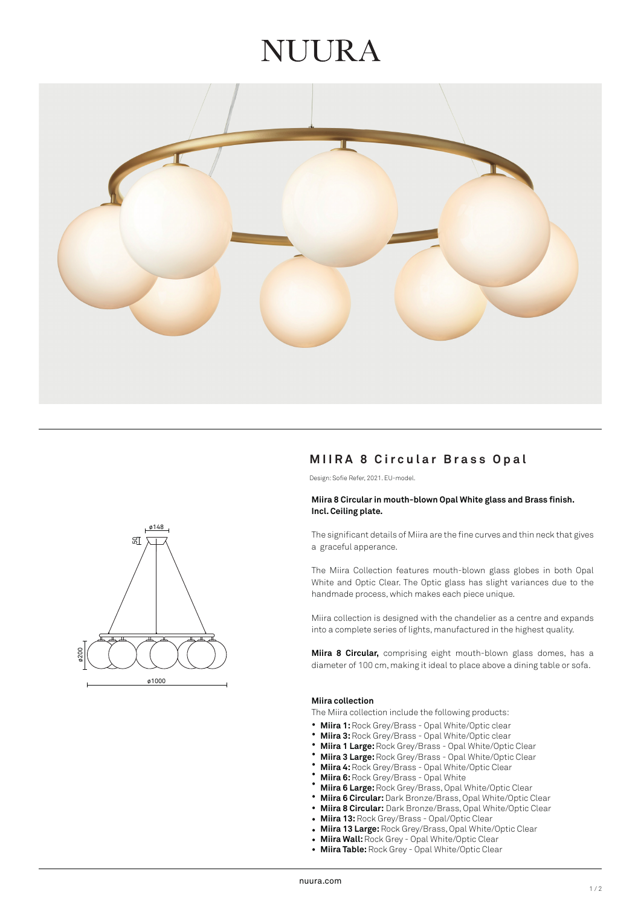# NUURA

## MIIRA 8 Circular Brass Opal

Design: Sofie Refer, 2021. EU-model.

**Miira 8 Circular in mouth-blown Opal White glass and Brass finish. Incl. Ceiling plate.**

The significant details of Miira are the fine curves and thin neck that gives a graceful apperance.

The Miira Collection features mouth-blown glass globes in both Opal White and Optic Clear. The Optic glass has slight variances due to the handmade process, which makes each piece unique.

Miira collection is designed with the chandelier as a centre and expands into a complete series of lights, manufactured in the highest quality.

**Miira 8 Circular,** comprising eight mouth-blown glass domes, has a diameter of 100 cm, making it ideal to place above a dining table or sofa.

ø148
50
ø200
ø1000

**Miira collection**

The Miira collection include the following products:

- **Miira 1:** Rock Grey/Brass - Opal White/Optic clear
- **Miira 3:** Rock Grey/Brass - Opal White/Optic clear
- **Miira 1 Large:** Rock Grey/Brass - Opal White/Optic Clear
- **Miira 3 Large:** Rock Grey/Brass - Opal White/Optic Clear
- **Miira 4:** Rock Grey/Brass - Opal White/Optic Clear
- **Miira 6:** Rock Grey/Brass - Opal White
- **Miira 6 Large:** Rock Grey/Brass, Opal White/Optic Clear
- **Miira 6 Circular:** Dark Bronze/Brass, Opal White/Optic Clear
- **Miira 8 Circular:** Dark Bronze/Brass, Opal White/Optic Clear
- **Miira 13:** Rock Grey/Brass - Opal/Optic Clear
- **Miira 13 Large:** Rock Grey/Brass, Opal White/Optic Clear
- **Miira Wall:** Rock Grey - Opal White/Optic Clear
- **Miira Table:** Rock Grey - Opal White/Optic Clear

nuura.com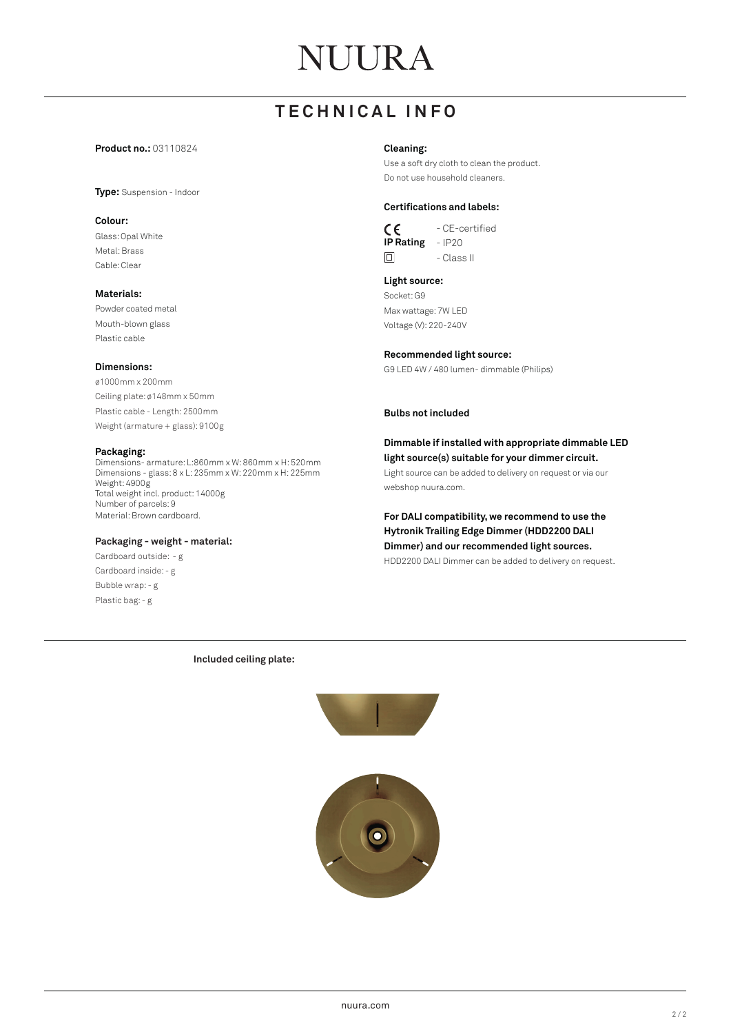# NUURA

## TECHNICAL INFO

**Product no.:** 03110824

**Type:** Suspension - Indoor

**Colour:**

Glass: Opal White
Metal: Brass
Cable: Clear

**Materials:**

Powder coated metal
Mouth-blown glass
Plastic cable

**Dimensions:**

ø1000mm x 200mm
Ceiling plate: ø148mm x 50mm
Plastic cable - Length: 2500mm
Weight (armature + glass): 9100g

**Packaging:**

Dimensions- armature: L:860mm x W: 860mm x H: 520mm
Dimensions - glass: 8 x L: 235mm x W: 220mm x H: 225mm
Weight: 4900g
Total weight incl. product: 14000g
Number of parcels: 9
Material: Brown cardboard.

**Packaging - weight - material:**

Cardboard outside: - g
Cardboard inside: - g
Bubble wrap: - g
Plastic bag: - g

**Cleaning:**

Use a soft dry cloth to clean the product.
Do not use household cleaners.

**Certifications and labels:**

CE - CE-certified
**IP Rating** - IP20
◻ - Class II

**Light source:**

Socket: G9
Max wattage: 7W LED
Voltage (V): 220-240V

**Recommended light source:**

G9 LED 4W / 480 lumen- dimmable (Philips)

**Bulbs not included**

**Dimmable if installed with appropriate dimmable LED light source(s) suitable for your dimmer circuit.**
Light source can be added to delivery on request or via our webshop nuura.com.

**For DALI compatibility, we recommend to use the Hytronik Trailing Edge Dimmer (HDD2200 DALI Dimmer) and our recommended light sources.**
HDD2200 DALI Dimmer can be added to delivery on request.

**Included ceiling plate:**

nuura.com